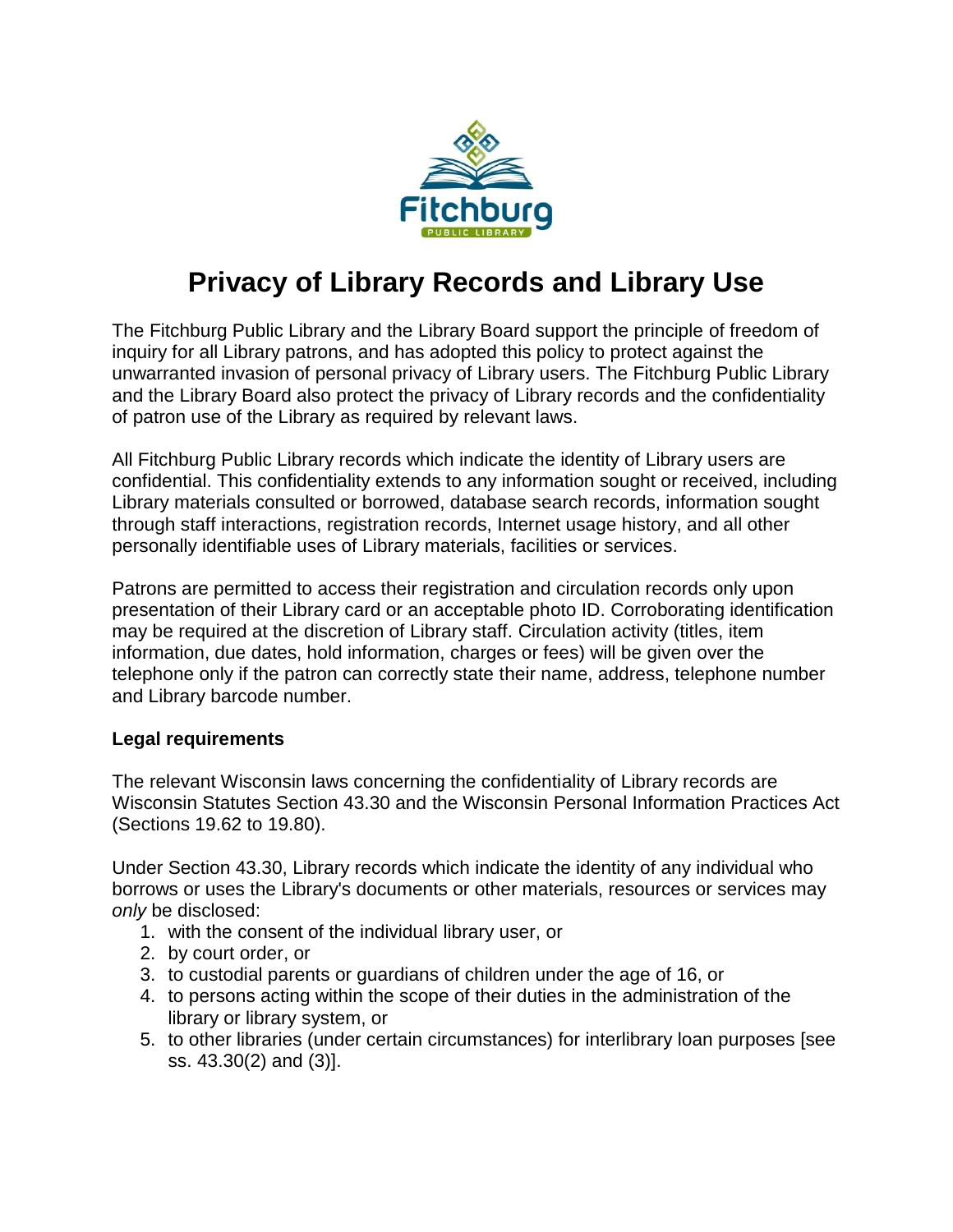# Privacy of Library Records and Library Use

The Fitchburg Public Library and the Library Board support the principle of freedom of inquiry for all Library patrons, and has adopted this policy to protect against the unwarranted invasion of personal privacy of Library users. The Fitchburg Public Library and the Library Board also protect the privacy of Library records and the confidentiality of patron use of the Library as required by relevant laws.

All Fitchburg Public Library records which indicate the identity of Library users are confidential. This confidentiality extends to any information sought or received, including Library materials consulted or borrowed, database search records, information sought through staff interactions, registration records, Internet usage history, and all other personally identifiable uses of Library materials, facilities or services.

Patrons are permitted to access their registration and circulation records only upon presentation of their Library card or an acceptable photo ID. Corroborating identification may be required at the discretion of Library staff. Circulation activity (titles, item information, due dates, hold information, charges or fees) will be given over the telephone only if the patron can correctly state their name, address, telephone number and Library barcode number.

**Legal requirements**

The relevant Wisconsin laws concerning the confidentiality of Library records are Wisconsin Statutes Section 43.30 and the Wisconsin Personal Information Practices Act (Sections 19.62 to 19.80).

Under Section 43.30, Library records which indicate the identity of any individual who borrows or uses the Library's documents or other materials, resources or services may *only* be disclosed:

1. with the consent of the individual library user, or
2. by court order, or
3. to custodial parents or guardians of children under the age of 16, or
4. to persons acting within the scope of their duties in the administration of the library or library system, or
5. to other libraries (under certain circumstances) for interlibrary loan purposes [see ss. 43.30(2) and (3)].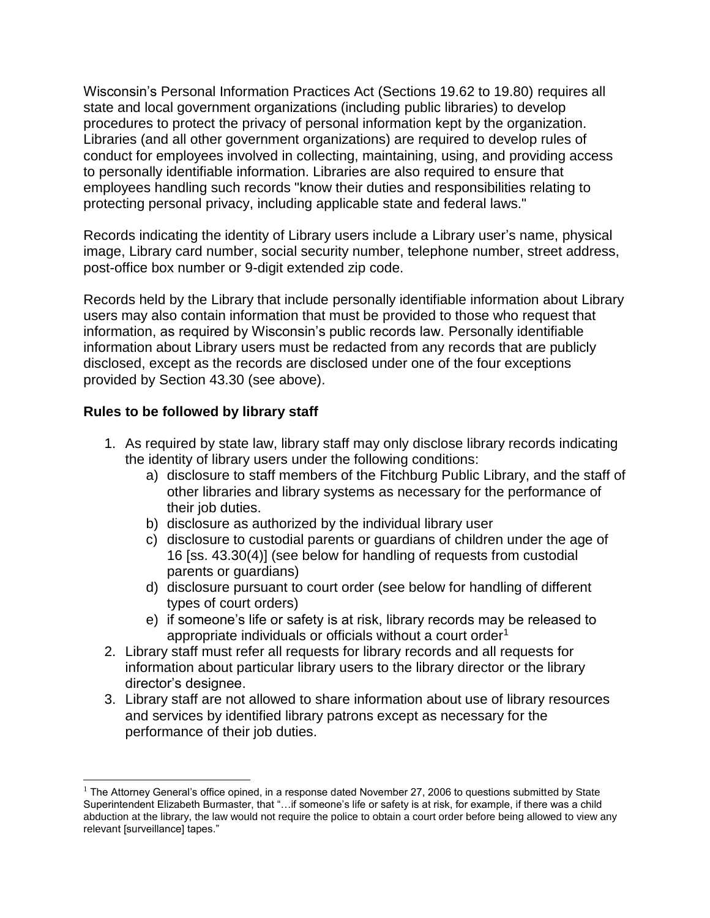Wisconsin's Personal Information Practices Act (Sections 19.62 to 19.80) requires all state and local government organizations (including public libraries) to develop procedures to protect the privacy of personal information kept by the organization. Libraries (and all other government organizations) are required to develop rules of conduct for employees involved in collecting, maintaining, using, and providing access to personally identifiable information. Libraries are also required to ensure that employees handling such records "know their duties and responsibilities relating to protecting personal privacy, including applicable state and federal laws."

Records indicating the identity of Library users include a Library user's name, physical image, Library card number, social security number, telephone number, street address, post-office box number or 9-digit extended zip code.

Records held by the Library that include personally identifiable information about Library users may also contain information that must be provided to those who request that information, as required by Wisconsin's public records law. Personally identifiable information about Library users must be redacted from any records that are publicly disclosed, except as the records are disclosed under one of the four exceptions provided by Section 43.30 (see above).

**Rules to be followed by library staff**

1. As required by state law, library staff may only disclose library records indicating the identity of library users under the following conditions:
   a) disclosure to staff members of the Fitchburg Public Library, and the staff of other libraries and library systems as necessary for the performance of their job duties.
   b) disclosure as authorized by the individual library user
   c) disclosure to custodial parents or guardians of children under the age of 16 [ss. 43.30(4)] (see below for handling of requests from custodial parents or guardians)
   d) disclosure pursuant to court order (see below for handling of different types of court orders)
   e) if someone's life or safety is at risk, library records may be released to appropriate individuals or officials without a court order[1]
2. Library staff must refer all requests for library records and all requests for information about particular library users to the library director or the library director's designee.
3. Library staff are not allowed to share information about use of library resources and services by identified library patrons except as necessary for the performance of their job duties.

[1] The Attorney General's office opined, in a response dated November 27, 2006 to questions submitted by State Superintendent Elizabeth Burmaster, that "…if someone's life or safety is at risk, for example, if there was a child abduction at the library, the law would not require the police to obtain a court order before being allowed to view any relevant [surveillance] tapes."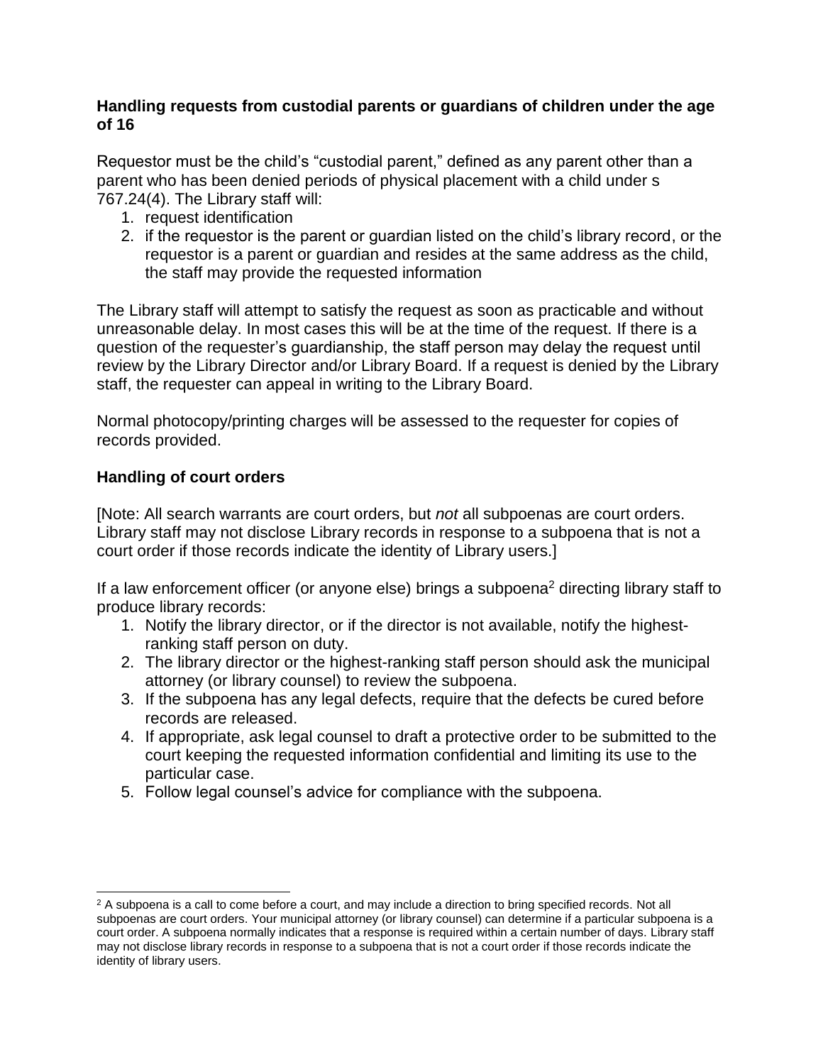**Handling requests from custodial parents or guardians of children under the age of 16**

Requestor must be the child's "custodial parent," defined as any parent other than a parent who has been denied periods of physical placement with a child under s 767.24(4). The Library staff will:

1. request identification
2. if the requestor is the parent or guardian listed on the child's library record, or the requestor is a parent or guardian and resides at the same address as the child, the staff may provide the requested information

The Library staff will attempt to satisfy the request as soon as practicable and without unreasonable delay. In most cases this will be at the time of the request. If there is a question of the requester's guardianship, the staff person may delay the request until review by the Library Director and/or Library Board. If a request is denied by the Library staff, the requester can appeal in writing to the Library Board.

Normal photocopy/printing charges will be assessed to the requester for copies of records provided.

**Handling of court orders**

[Note: All search warrants are court orders, but *not* all subpoenas are court orders. Library staff may not disclose Library records in response to a subpoena that is not a court order if those records indicate the identity of Library users.]

If a law enforcement officer (or anyone else) brings a subpoena[2] directing library staff to produce library records:

1. Notify the library director, or if the director is not available, notify the highest-ranking staff person on duty.
2. The library director or the highest-ranking staff person should ask the municipal attorney (or library counsel) to review the subpoena.
3. If the subpoena has any legal defects, require that the defects be cured before records are released.
4. If appropriate, ask legal counsel to draft a protective order to be submitted to the court keeping the requested information confidential and limiting its use to the particular case.
5. Follow legal counsel's advice for compliance with the subpoena.

---

[2] A subpoena is a call to come before a court, and may include a direction to bring specified records. Not all subpoenas are court orders. Your municipal attorney (or library counsel) can determine if a particular subpoena is a court order. A subpoena normally indicates that a response is required within a certain number of days. Library staff may not disclose library records in response to a subpoena that is not a court order if those records indicate the identity of library users.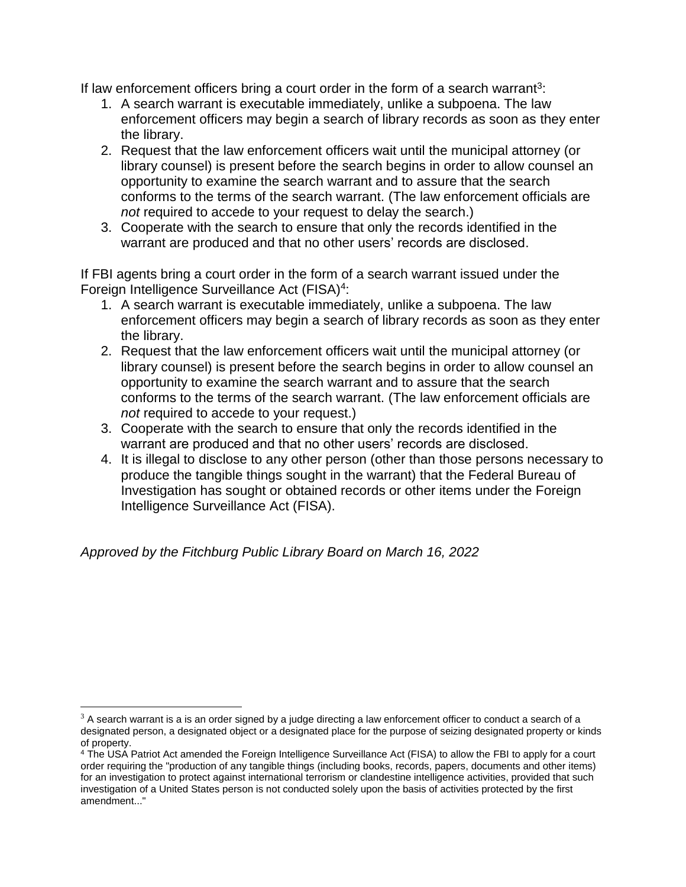If law enforcement officers bring a court order in the form of a search warrant[3]:

1. A search warrant is executable immediately, unlike a subpoena. The law enforcement officers may begin a search of library records as soon as they enter the library.
2. Request that the law enforcement officers wait until the municipal attorney (or library counsel) is present before the search begins in order to allow counsel an opportunity to examine the search warrant and to assure that the search conforms to the terms of the search warrant. (The law enforcement officials are *not* required to accede to your request to delay the search.)
3. Cooperate with the search to ensure that only the records identified in the warrant are produced and that no other users' records are disclosed.

If FBI agents bring a court order in the form of a search warrant issued under the Foreign Intelligence Surveillance Act (FISA)[4]:

1. A search warrant is executable immediately, unlike a subpoena. The law enforcement officers may begin a search of library records as soon as they enter the library.
2. Request that the law enforcement officers wait until the municipal attorney (or library counsel) is present before the search begins in order to allow counsel an opportunity to examine the search warrant and to assure that the search conforms to the terms of the search warrant. (The law enforcement officials are *not* required to accede to your request.)
3. Cooperate with the search to ensure that only the records identified in the warrant are produced and that no other users' records are disclosed.
4. It is illegal to disclose to any other person (other than those persons necessary to produce the tangible things sought in the warrant) that the Federal Bureau of Investigation has sought or obtained records or other items under the Foreign Intelligence Surveillance Act (FISA).

*Approved by the Fitchburg Public Library Board on March 16, 2022*

---

[3] A search warrant is a is an order signed by a judge directing a law enforcement officer to conduct a search of a designated person, a designated object or a designated place for the purpose of seizing designated property or kinds of property.

[4] The USA Patriot Act amended the Foreign Intelligence Surveillance Act (FISA) to allow the FBI to apply for a court order requiring the "production of any tangible things (including books, records, papers, documents and other items) for an investigation to protect against international terrorism or clandestine intelligence activities, provided that such investigation of a United States person is not conducted solely upon the basis of activities protected by the first amendment..."